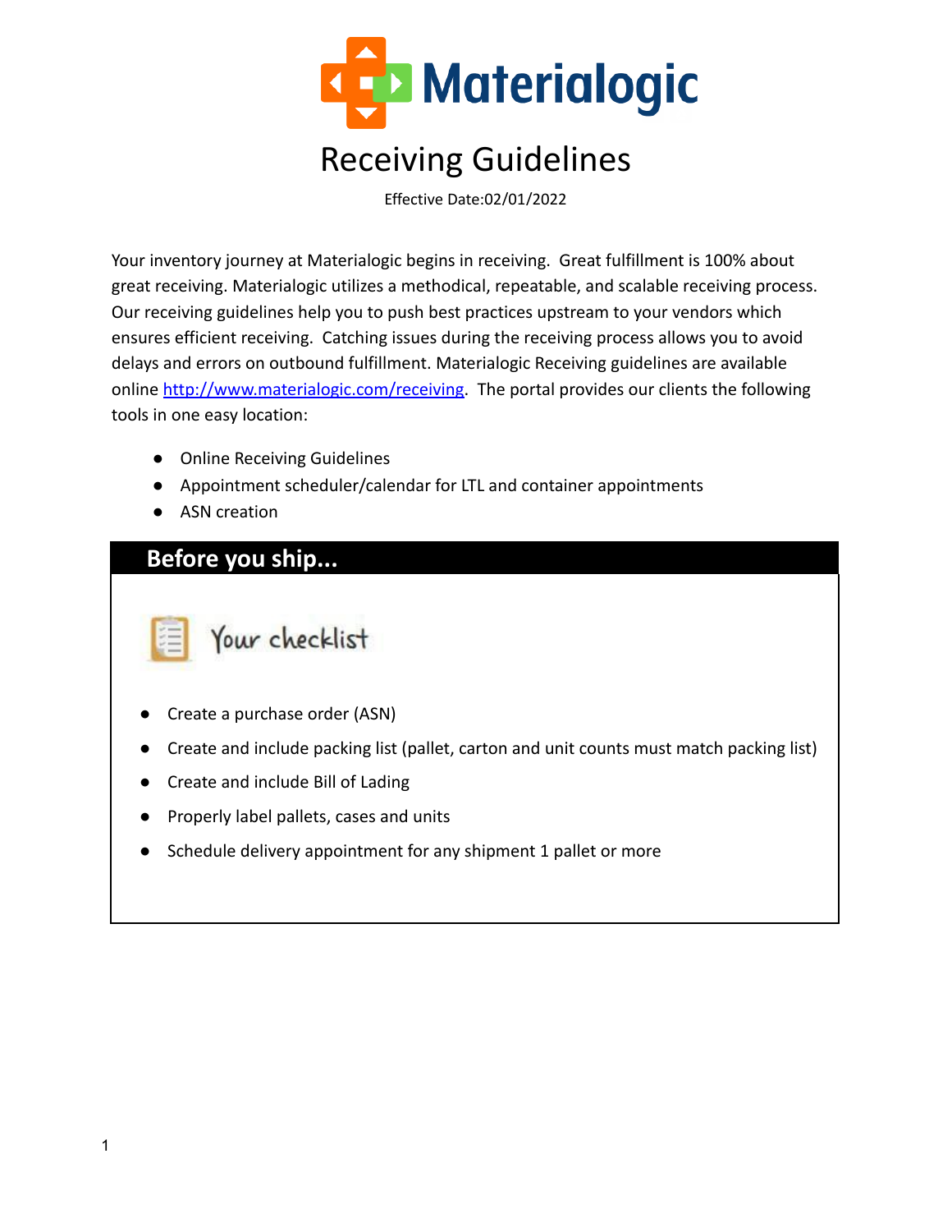# Materialogic

## Receiving Guidelines

Effective Date:02/01/2022

Your inventory journey at Materialogic begins in receiving. Great fulfillment is 100% about great receiving. Materialogic utilizes a methodical, repeatable, and scalable receiving process. Our receiving guidelines help you to push best practices upstream to your vendors which ensures efficient receiving. Catching issues during the receiving process allows you to avoid delays and errors on outbound fulfillment. Materialogic Receiving guidelines are available online [http://www.materialogic.com/receiving](http://www.materialogic.com/receiving). The portal provides our clients the following tools in one easy location:

- Online Receiving Guidelines
- Appointment scheduler/calendar for LTL and container appointments
- ASN creation

## Before you ship...

### Your checklist

- Create a purchase order (ASN)
- Create and include packing list (pallet, carton and unit counts must match packing list)
- Create and include Bill of Lading
- Properly label pallets, cases and units
- Schedule delivery appointment for any shipment 1 pallet or more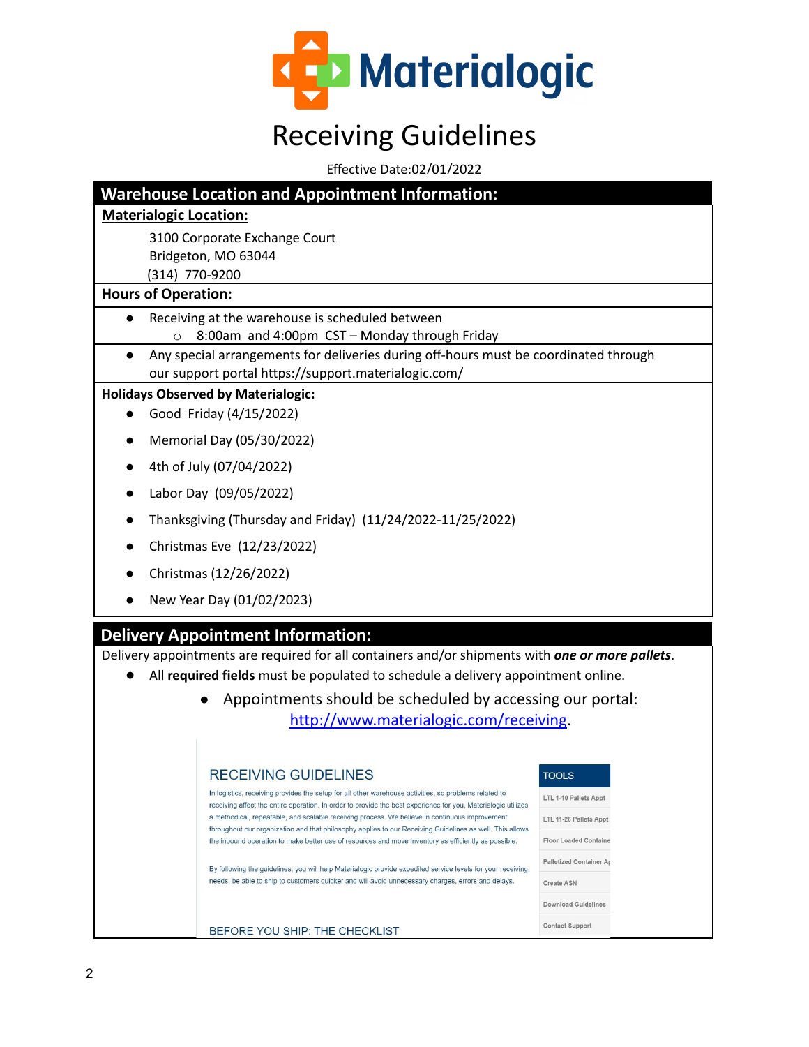# Receiving Guidelines

Effective Date:02/01/2022

## Warehouse Location and Appointment Information:

**Materialogic Location:**

3100 Corporate Exchange Court
Bridgeton, MO 63044
(314) 770-9200

**Hours of Operation:**

- Receiving at the warehouse is scheduled between
  - 8:00am and 4:00pm CST – Monday through Friday
- Any special arrangements for deliveries during off-hours must be coordinated through our support portal https://support.materialogic.com/

**Holidays Observed by Materialogic:**

- Good Friday (4/15/2022)
- Memorial Day (05/30/2022)
- 4th of July (07/04/2022)
- Labor Day (09/05/2022)
- Thanksgiving (Thursday and Friday) (11/24/2022-11/25/2022)
- Christmas Eve (12/23/2022)
- Christmas (12/26/2022)
- New Year Day (01/02/2023)

## Delivery Appointment Information:

Delivery appointments are required for all containers and/or shipments with ***one or more pallets***.

- All **required fields** must be populated to schedule a delivery appointment online.
  - Appointments should be scheduled by accessing our portal: [http://www.materialogic.com/receiving](http://www.materialogic.com/receiving).

RECEIVING GUIDELINES

In logistics, receiving provides the setup for all other warehouse activities, so problems related to receiving affect the entire operation. In order to provide the best experience for you, Materialogic utilizes a methodical, repeatable, and scalable receiving process. We believe in continuous improvement throughout our organization and that philosophy applies to our Receiving Guidelines as well. This allows the inbound operation to make better use of resources and move inventory as efficiently as possible.

By following the guidelines, you will help Materialogic provide expedited service levels for your receiving needs, be able to ship to customers quicker and will avoid unnecessary charges, errors and delays.

BEFORE YOU SHIP: THE CHECKLIST

TOOLS
- LTL 1-10 Pallets Appt
- LTL 11-26 Pallets Appt
- Floor Loaded Containe
- Palletized Container Ap
- Create ASN
- Download Guidelines
- Contact Support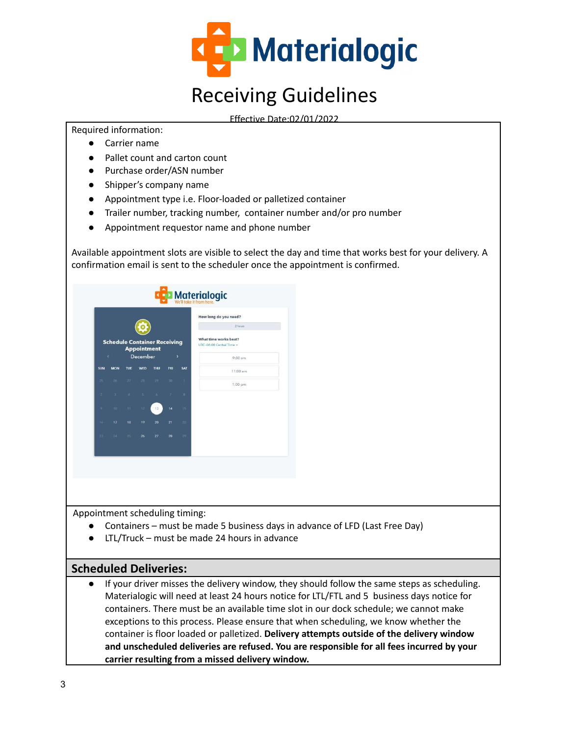# Receiving Guidelines

Effective Date:02/01/2022

Required information:

- Carrier name
- Pallet count and carton count
- Purchase order/ASN number
- Shipper's company name
- Appointment type i.e. Floor-loaded or palletized container
- Trailer number, tracking number, container number and/or pro number
- Appointment requestor name and phone number

Available appointment slots are visible to select the day and time that works best for your delivery. A confirmation email is sent to the scheduler once the appointment is confirmed.

Appointment scheduling timing:

- Containers – must be made 5 business days in advance of LFD (Last Free Day)
- LTL/Truck – must be made 24 hours in advance

## Scheduled Deliveries:

- If your driver misses the delivery window, they should follow the same steps as scheduling. Materialogic will need at least 24 hours notice for LTL/FTL and 5 business days notice for containers. There must be an available time slot in our dock schedule; we cannot make exceptions to this process. Please ensure that when scheduling, we know whether the container is floor loaded or palletized. **Delivery attempts outside of the delivery window and unscheduled deliveries are refused. You are responsible for all fees incurred by your carrier resulting from a missed delivery window.**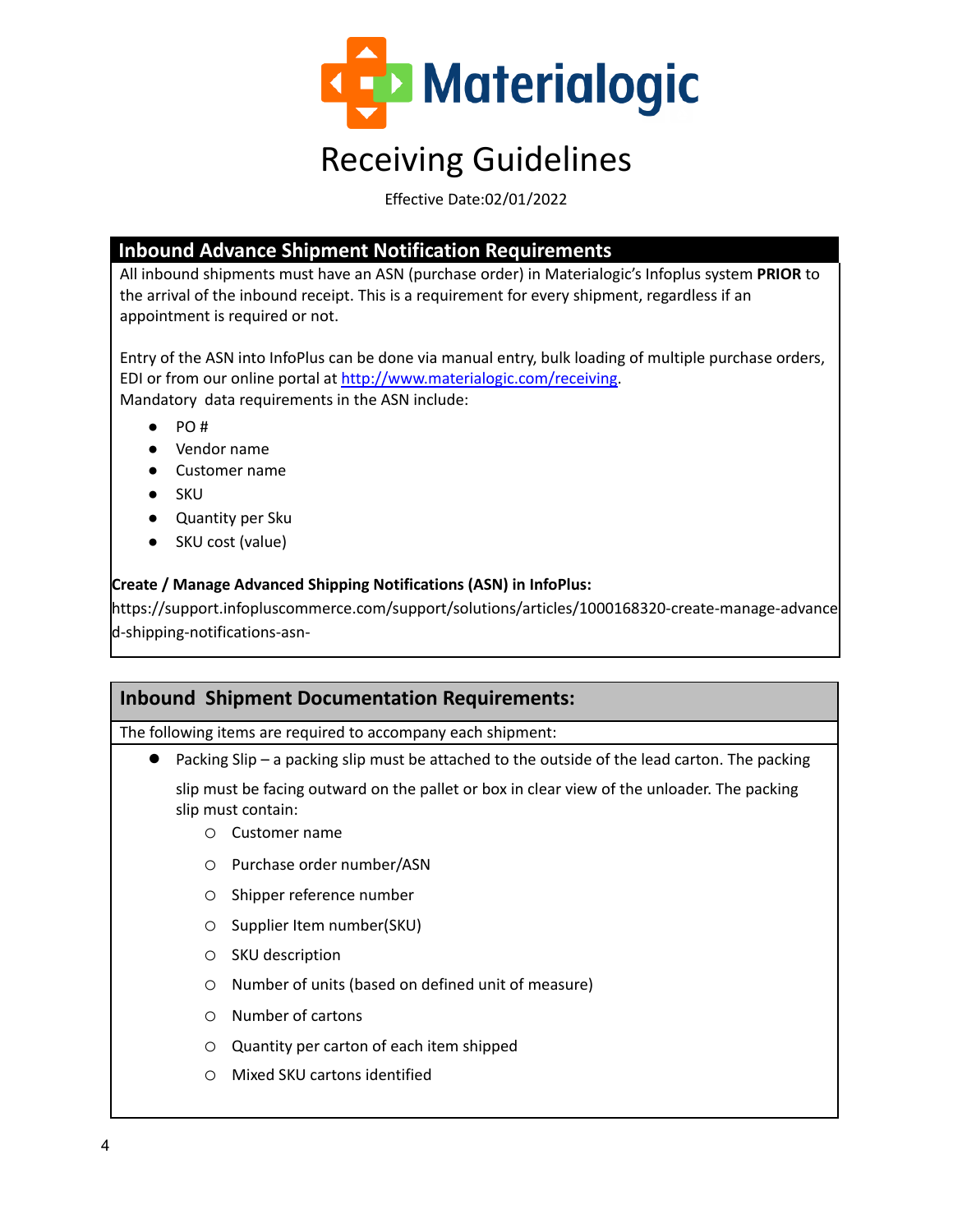# Materialogic

## Receiving Guidelines

Effective Date:02/01/2022

### Inbound Advance Shipment Notification Requirements

All inbound shipments must have an ASN (purchase order) in Materialogic's Infoplus system **PRIOR** to the arrival of the inbound receipt. This is a requirement for every shipment, regardless if an appointment is required or not.

Entry of the ASN into InfoPlus can be done via manual entry, bulk loading of multiple purchase orders, EDI or from our online portal at [http://www.materialogic.com/receiving](http://www.materialogic.com/receiving).
Mandatory data requirements in the ASN include:

- PO #
- Vendor name
- Customer name
- SKU
- Quantity per Sku
- SKU cost (value)

**Create / Manage Advanced Shipping Notifications (ASN) in InfoPlus:**
https://support.infopluscommerce.com/support/solutions/articles/1000168320-create-manage-advanced-shipping-notifications-asn-

### Inbound Shipment Documentation Requirements:

The following items are required to accompany each shipment:

- Packing Slip – a packing slip must be attached to the outside of the lead carton. The packing slip must be facing outward on the pallet or box in clear view of the unloader. The packing slip must contain:
  - Customer name
  - Purchase order number/ASN
  - Shipper reference number
  - Supplier Item number(SKU)
  - SKU description
  - Number of units (based on defined unit of measure)
  - Number of cartons
  - Quantity per carton of each item shipped
  - Mixed SKU cartons identified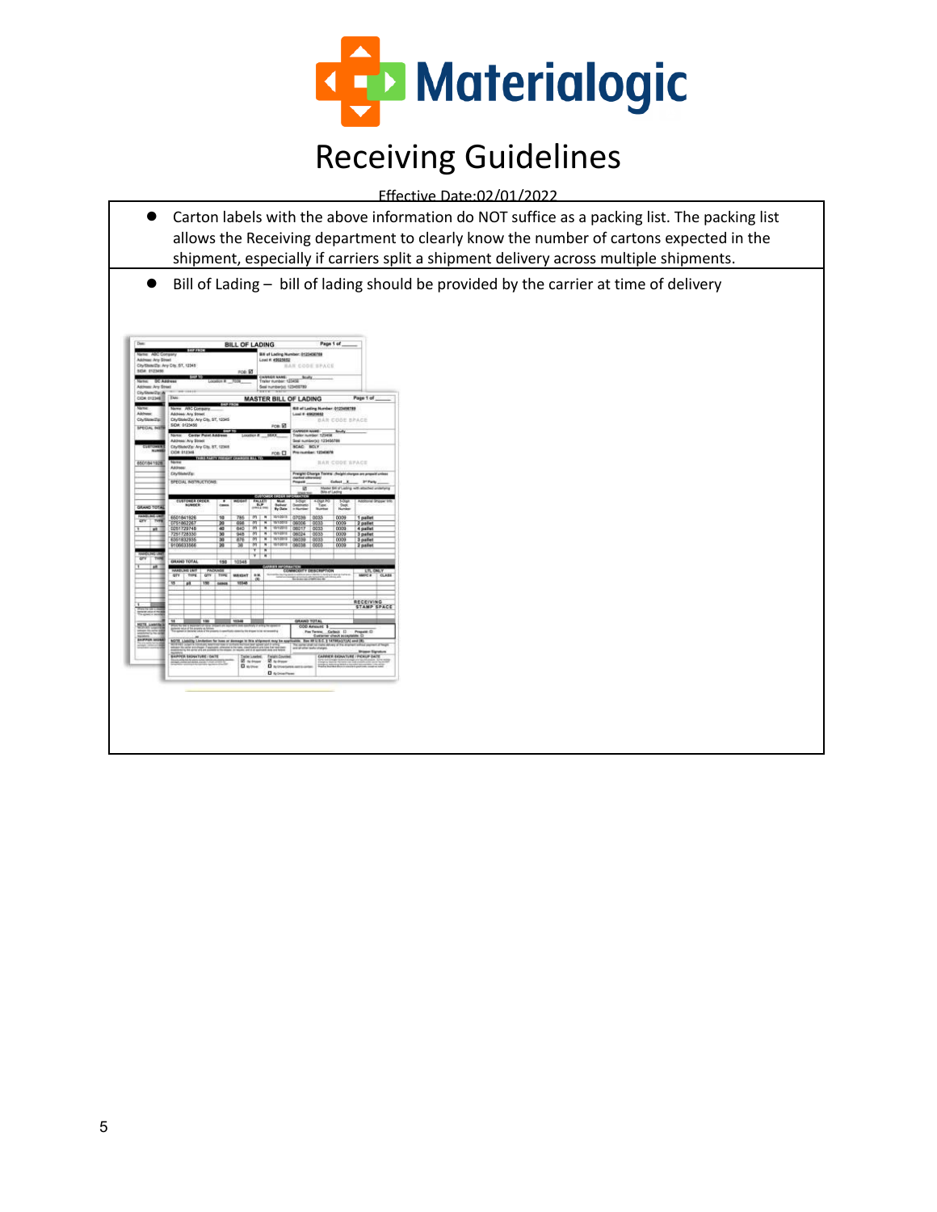# Materialogic

## Receiving Guidelines

Effective Date:02/01/2022

- Carton labels with the above information do NOT suffice as a packing list. The packing list allows the Receiving department to clearly know the number of cartons expected in the shipment, especially if carriers split a shipment delivery across multiple shipments.
- Bill of Lading – bill of lading should be provided by the carrier at time of delivery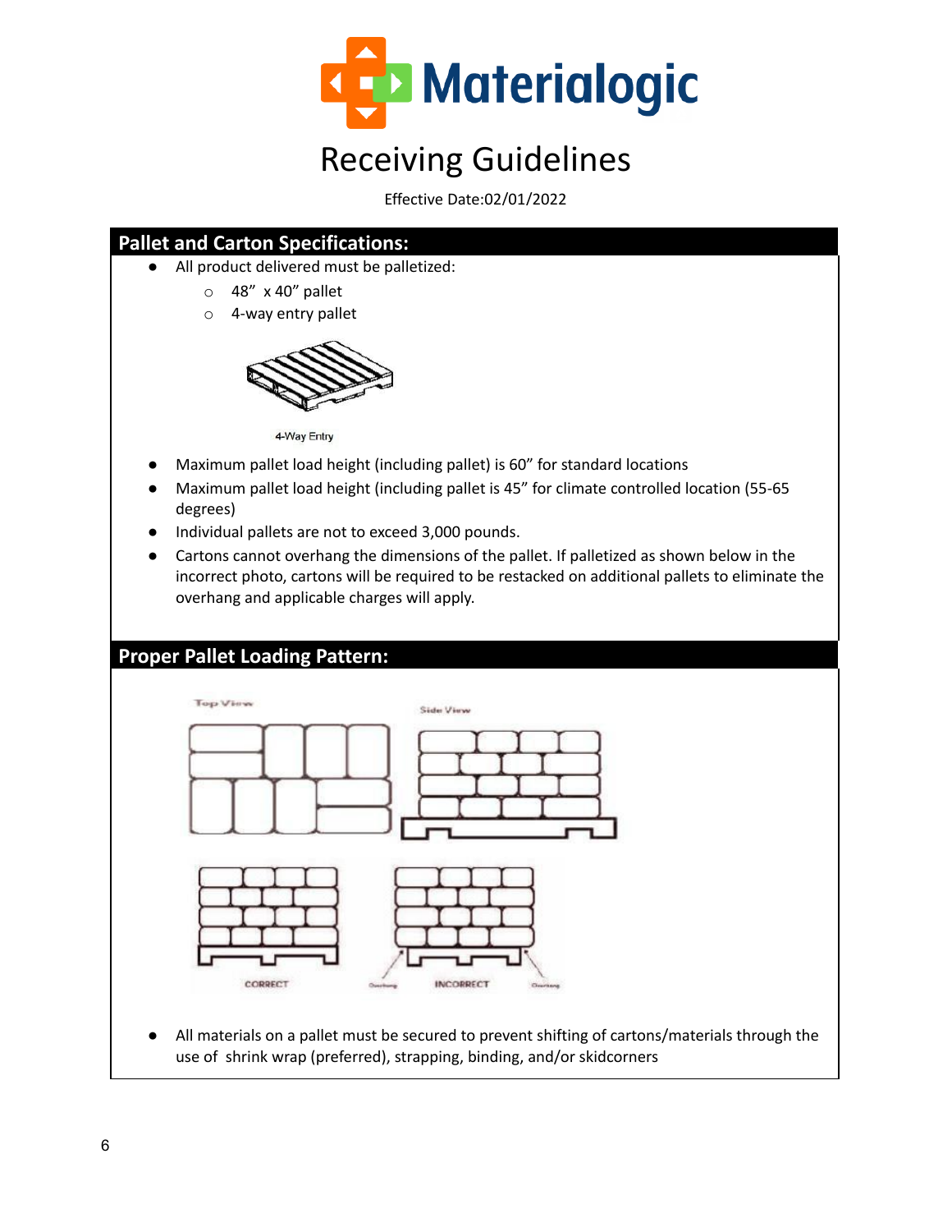# Receiving Guidelines

Effective Date:02/01/2022

## Pallet and Carton Specifications:

- All product delivered must be palletized:
  - 48" x 40" pallet
  - 4-way entry pallet

4-Way Entry

- Maximum pallet load height (including pallet) is 60" for standard locations
- Maximum pallet load height (including pallet is 45" for climate controlled location (55-65 degrees)
- Individual pallets are not to exceed 3,000 pounds.
- Cartons cannot overhang the dimensions of the pallet. If palletized as shown below in the incorrect photo, cartons will be required to be restacked on additional pallets to eliminate the overhang and applicable charges will apply.

## Proper Pallet Loading Pattern:

Top View

Side View

CORRECT

Overhang

INCORRECT

Overhang

- All materials on a pallet must be secured to prevent shifting of cartons/materials through the use of shrink wrap (preferred), strapping, binding, and/or skidcorners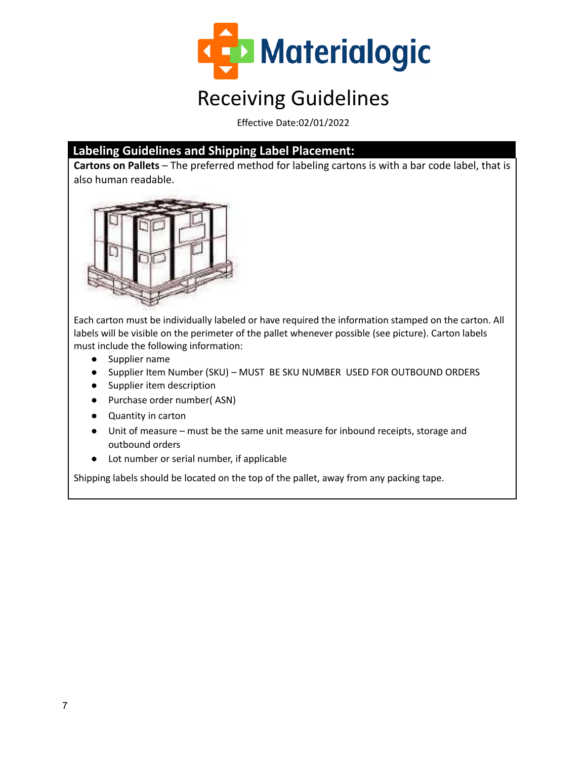# Receiving Guidelines

Effective Date:02/01/2022

## Labeling Guidelines and Shipping Label Placement:

**Cartons on Pallets** – The preferred method for labeling cartons is with a bar code label, that is also human readable.

Each carton must be individually labeled or have required the information stamped on the carton. All labels will be visible on the perimeter of the pallet whenever possible (see picture). Carton labels must include the following information:

- Supplier name
- Supplier Item Number (SKU) – MUST BE SKU NUMBER USED FOR OUTBOUND ORDERS
- Supplier item description
- Purchase order number( ASN)
- Quantity in carton
- Unit of measure – must be the same unit measure for inbound receipts, storage and outbound orders
- Lot number or serial number, if applicable

Shipping labels should be located on the top of the pallet, away from any packing tape.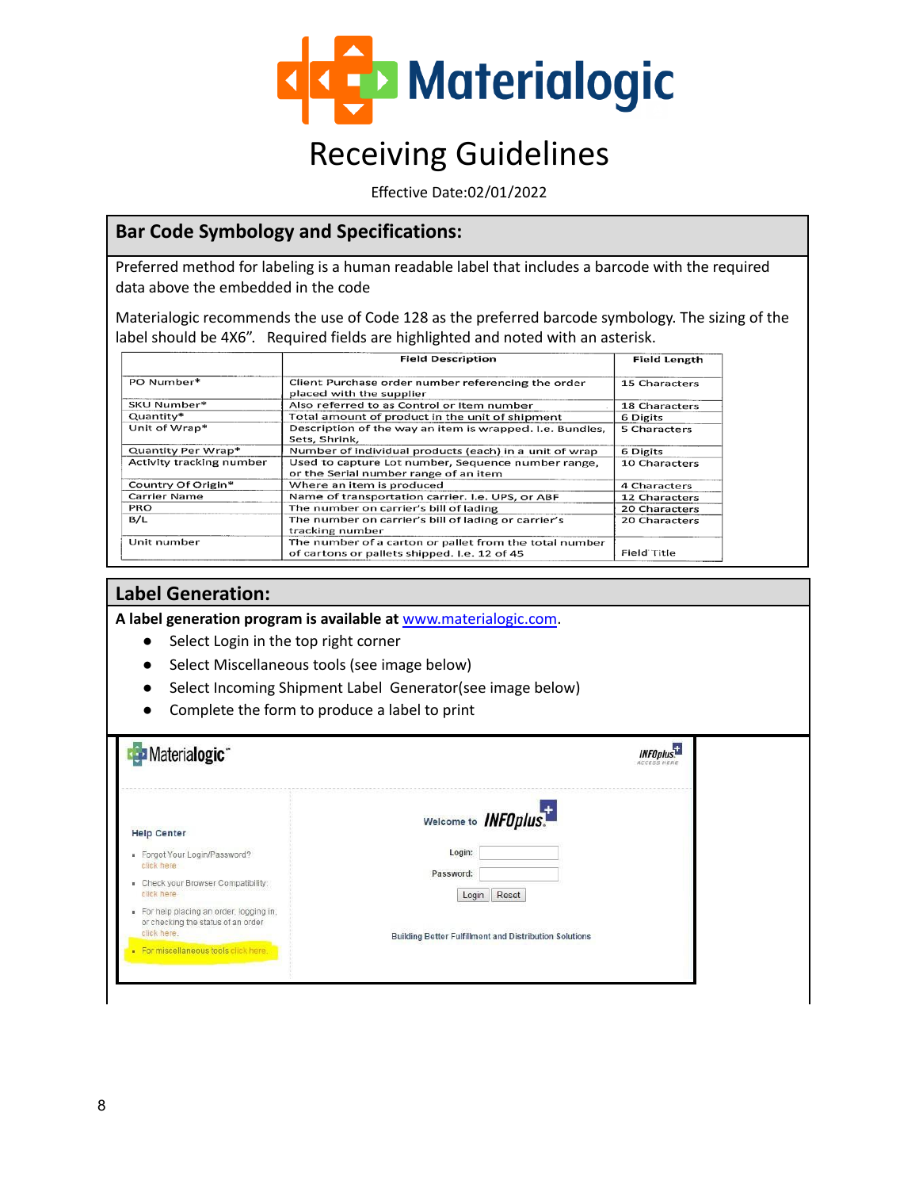# Materialogic

## Receiving Guidelines

Effective Date:02/01/2022

### Bar Code Symbology and Specifications:

Preferred method for labeling is a human readable label that includes a barcode with the required data above the embedded in the code

Materialogic recommends the use of Code 128 as the preferred barcode symbology. The sizing of the label should be 4X6". Required fields are highlighted and noted with an asterisk.

| | Field Description | Field Length |
|---|---|---|
| PO Number* | Client Purchase order number referencing the order placed with the supplier | 15 Characters |
| SKU Number* | Also referred to as Control or Item number | 18 Characters |
| Quantity* | Total amount of product in the unit of shipment | 6 Digits |
| Unit of Wrap* | Description of the way an item is wrapped. I.e. Bundles, Sets, Shrink, | 5 Characters |
| Quantity Per Wrap* | Number of individual products (each) in a unit of wrap | 6 Digits |
| Activity tracking number | Used to capture Lot number, Sequence number range, or the Serial number range of an item | 10 Characters |
| Country Of Origin* | Where an item is produced | 4 Characters |
| Carrier Name | Name of transportation carrier. I.e. UPS, or ABF | 12 Characters |
| PRO | The number on carrier's bill of lading | 20 Characters |
| B/L | The number on carrier's bill of lading or carrier's tracking number | 20 Characters |
| Unit number | The number of a carton or pallet from the total number of cartons or pallets shipped. I.e. 12 of 45 | Field Title |

### Label Generation:

**A label generation program is available at** [www.materialogic.com](http://www.materialogic.com).

- Select Login in the top right corner
- Select Miscellaneous tools (see image below)
- Select Incoming Shipment Label Generator(see image below)
- Complete the form to produce a label to print

Materialogic

INFOplus ACCESS HERE

Help Center

- Forgot Your Login/Password? click here
- Check your Browser Compatibility: click here
- For help placing an order, logging in, or checking the status of an order click here.
- For miscellaneous tools click here.

Welcome to INFOplus

Login:

Password:

Login Reset

Building Better Fulfillment and Distribution Solutions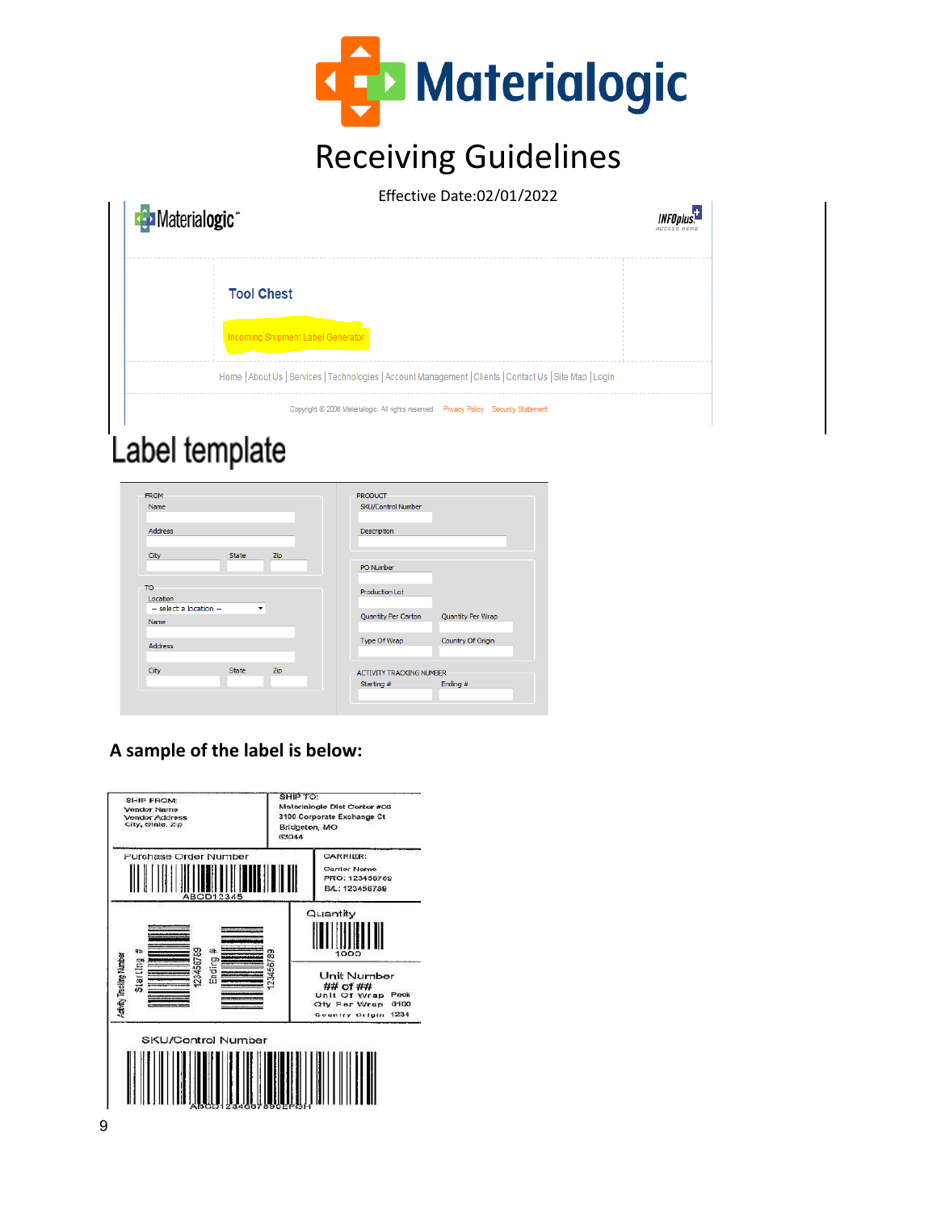# Materialogic

## Receiving Guidelines

Effective Date:02/01/2022

Materialogic

INFOplus ACCESS HERE

Tool Chest

Incoming Shipment Label Generator

Home | About Us | Services | Technologies | Account Management | Clients | Contact Us | Site Map | Login

Copyright © 2006 Materialogic. All rights reserved. Privacy Policy Security Statement

# Label template

FROM
Name
Address
City State Zip

TO
Location
-- select a location --
Name
Address
City State Zip

PRODUCT
SKU/Control Number
Description

PO Number
Production Lot
Quantity Per Carton Quantity Per Wrap
Type Of Wrap Country Of Origin

ACTIVITY TRACKING NUMBER
Starting # Ending #

**A sample of the label is below:**

SHIP FROM:
Vendor Name
Vendor Address
City, State, Zip

SHIP TO:
Materialogic Dist Center #06
3100 Corporate Exchange Ct
Bridgeton, MO
63044

Purchase Order Number
ABCD12345

CARRIER:
Carrier Name
PRO: 123456789
B/L: 123456789

Activity Tracking Number
Starting # 123456789
Ending # 123456789

Quantity
1000

Unit Number
## of ##
Unit Of Wrap Pack
Qty Per Wrap 0100
Country Origin 1234

SKU/Control Number
ABCD1234567890EFGH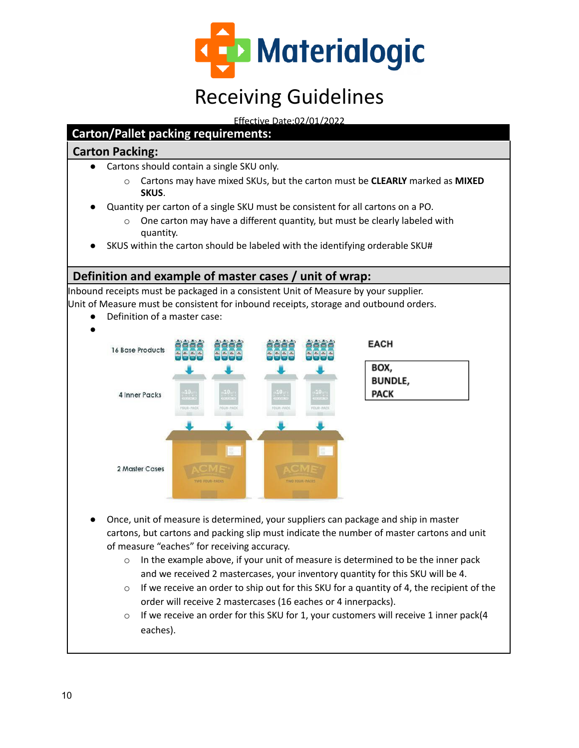# Materialogic

## Receiving Guidelines

Effective Date:02/01/2022

## Carton/Pallet packing requirements:

### Carton Packing:

- Cartons should contain a single SKU only.
  - Cartons may have mixed SKUs, but the carton must be **CLEARLY** marked as **MIXED SKUS**.
- Quantity per carton of a single SKU must be consistent for all cartons on a PO.
  - One carton may have a different quantity, but must be clearly labeled with quantity.
- SKUS within the carton should be labeled with the identifying orderable SKU#

### Definition and example of master cases / unit of wrap:

Inbound receipts must be packaged in a consistent Unit of Measure by your supplier.
Unit of Measure must be consistent for inbound receipts, storage and outbound orders.

- Definition of a master case:
-

16 Base Products — EACH

4 Inner Packs — BOX, BUNDLE, PACK

2 Master Cases

- Once, unit of measure is determined, your suppliers can package and ship in master cartons, but cartons and packing slip must indicate the number of master cartons and unit of measure "eaches" for receiving accuracy.
  - In the example above, if your unit of measure is determined to be the inner pack and we received 2 mastercases, your inventory quantity for this SKU will be 4.
  - If we receive an order to ship out for this SKU for a quantity of 4, the recipient of the order will receive 2 mastercases (16 eaches or 4 innerpacks).
  - If we receive an order for this SKU for 1, your customers will receive 1 inner pack(4 eaches).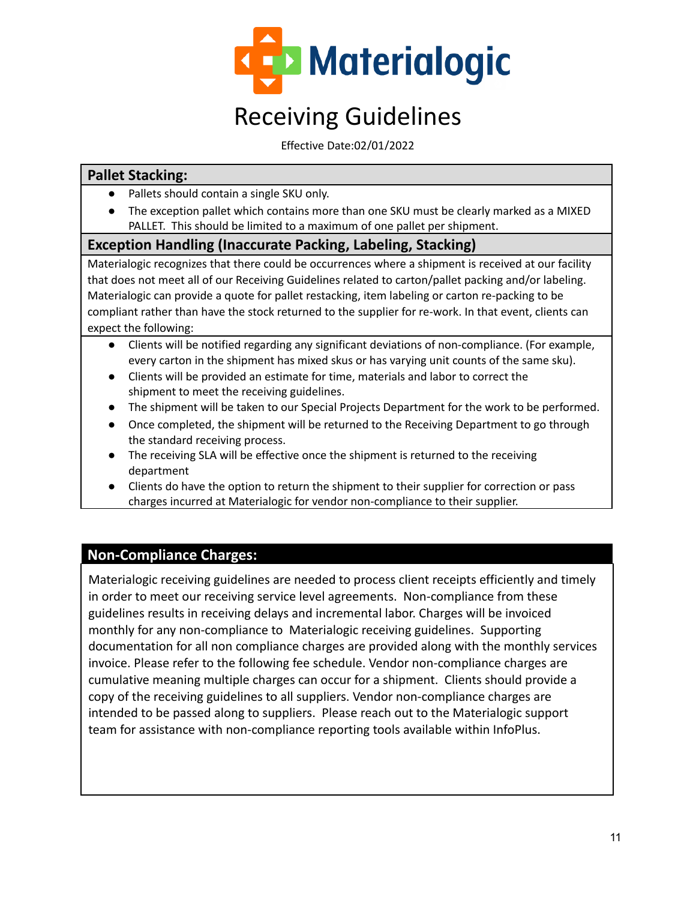Materialogic

# Receiving Guidelines

Effective Date:02/01/2022

## Pallet Stacking:

- Pallets should contain a single SKU only.
- The exception pallet which contains more than one SKU must be clearly marked as a MIXED PALLET. This should be limited to a maximum of one pallet per shipment.

## Exception Handling (Inaccurate Packing, Labeling, Stacking)

Materialogic recognizes that there could be occurrences where a shipment is received at our facility that does not meet all of our Receiving Guidelines related to carton/pallet packing and/or labeling. Materialogic can provide a quote for pallet restacking, item labeling or carton re-packing to be compliant rather than have the stock returned to the supplier for re-work. In that event, clients can expect the following:

- Clients will be notified regarding any significant deviations of non-compliance. (For example, every carton in the shipment has mixed skus or has varying unit counts of the same sku).
- Clients will be provided an estimate for time, materials and labor to correct the shipment to meet the receiving guidelines.
- The shipment will be taken to our Special Projects Department for the work to be performed.
- Once completed, the shipment will be returned to the Receiving Department to go through the standard receiving process.
- The receiving SLA will be effective once the shipment is returned to the receiving department
- Clients do have the option to return the shipment to their supplier for correction or pass charges incurred at Materialogic for vendor non-compliance to their supplier.

## Non-Compliance Charges:

Materialogic receiving guidelines are needed to process client receipts efficiently and timely in order to meet our receiving service level agreements. Non-compliance from these guidelines results in receiving delays and incremental labor. Charges will be invoiced monthly for any non-compliance to Materialogic receiving guidelines. Supporting documentation for all non compliance charges are provided along with the monthly services invoice. Please refer to the following fee schedule. Vendor non-compliance charges are cumulative meaning multiple charges can occur for a shipment. Clients should provide a copy of the receiving guidelines to all suppliers. Vendor non-compliance charges are intended to be passed along to suppliers. Please reach out to the Materialogic support team for assistance with non-compliance reporting tools available within InfoPlus.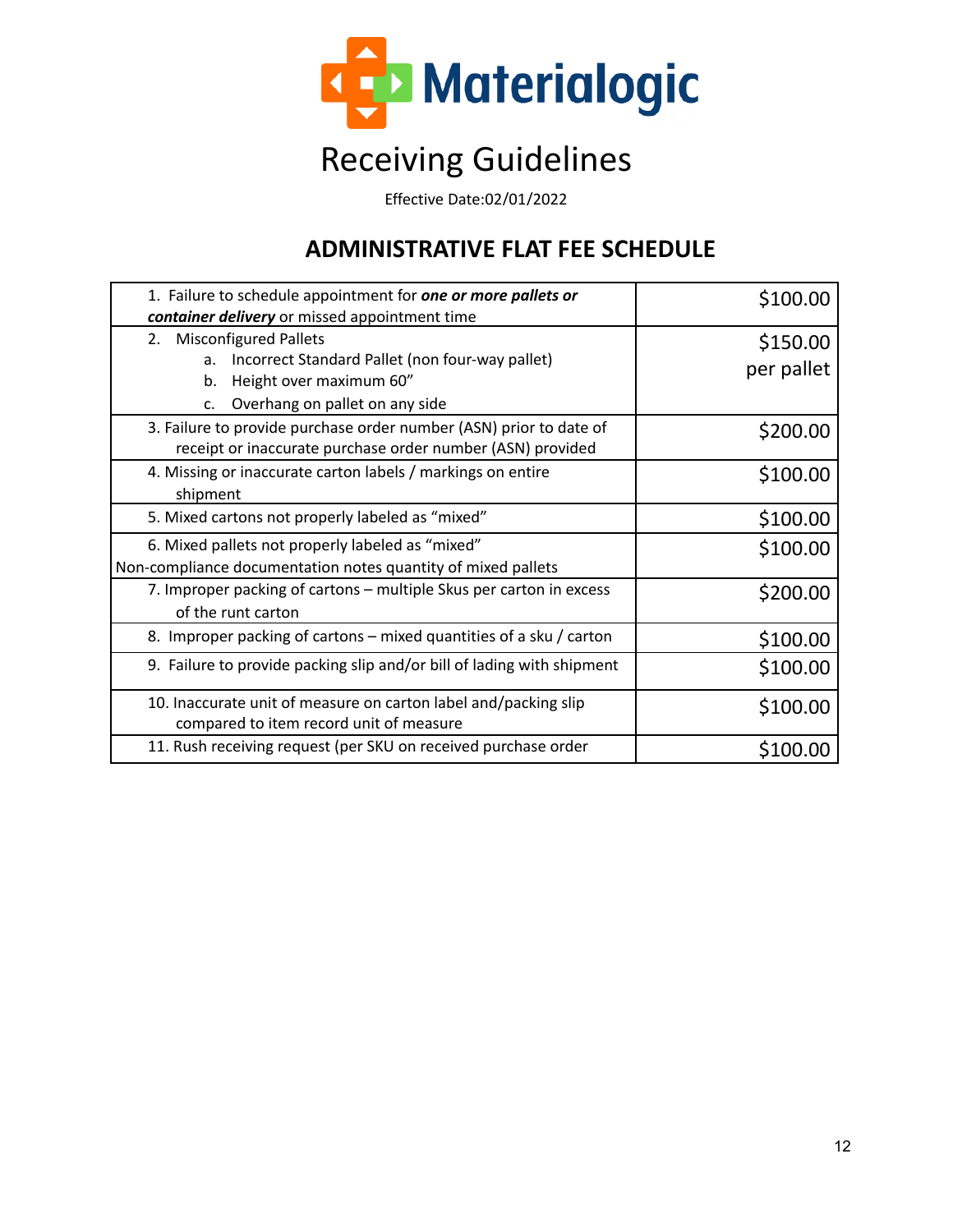Materialogic

# Receiving Guidelines

Effective Date:02/01/2022

## ADMINISTRATIVE FLAT FEE SCHEDULE

| | |
|---|---|
| 1. Failure to schedule appointment for ***one or more pallets or container delivery*** or missed appointment time | $100.00 |
| 2. Misconfigured Pallets<br>a. Incorrect Standard Pallet (non four-way pallet)<br>b. Height over maximum 60”<br>c. Overhang on pallet on any side | $150.00 per pallet |
| 3. Failure to provide purchase order number (ASN) prior to date of receipt or inaccurate purchase order number (ASN) provided | $200.00 |
| 4. Missing or inaccurate carton labels / markings on entire shipment | $100.00 |
| 5. Mixed cartons not properly labeled as “mixed” | $100.00 |
| 6. Mixed pallets not properly labeled as “mixed”<br>Non-compliance documentation notes quantity of mixed pallets | $100.00 |
| 7. Improper packing of cartons – multiple Skus per carton in excess of the runt carton | $200.00 |
| 8. Improper packing of cartons – mixed quantities of a sku / carton | $100.00 |
| 9. Failure to provide packing slip and/or bill of lading with shipment | $100.00 |
| 10. Inaccurate unit of measure on carton label and/packing slip compared to item record unit of measure | $100.00 |
| 11. Rush receiving request (per SKU on received purchase order | $100.00 |